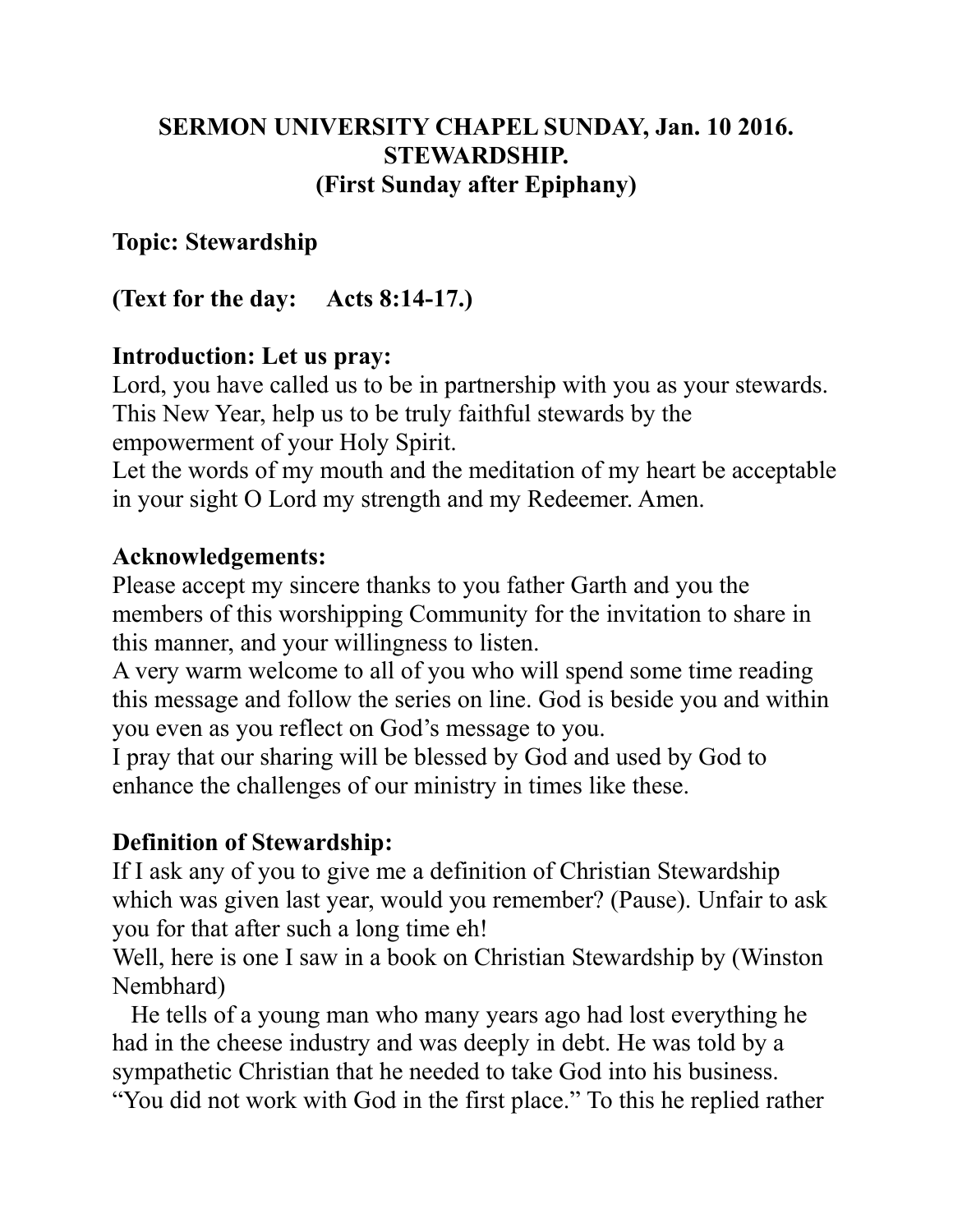**SERMON UNIVERSITY CHAPEL SUNDAY, Jan. 10 2016.**
**STEWARDSHIP.**
**(First Sunday after Epiphany)**

**Topic: Stewardship**

**(Text for the day: Acts 8:14-17.)**

**Introduction: Let us pray:**
Lord, you have called us to be in partnership with you as your stewards. This New Year, help us to be truly faithful stewards by the empowerment of your Holy Spirit.
Let the words of my mouth and the meditation of my heart be acceptable in your sight O Lord my strength and my Redeemer. Amen.

**Acknowledgements:**
Please accept my sincere thanks to you father Garth and you the members of this worshipping Community for the invitation to share in this manner, and your willingness to listen.
A very warm welcome to all of you who will spend some time reading this message and follow the series on line. God is beside you and within you even as you reflect on God's message to you.
I pray that our sharing will be blessed by God and used by God to enhance the challenges of our ministry in times like these.

**Definition of Stewardship:**
If I ask any of you to give me a definition of Christian Stewardship which was given last year, would you remember? (Pause). Unfair to ask you for that after such a long time eh!
Well, here is one I saw in a book on Christian Stewardship by (Winston Nembhard)

He tells of a young man who many years ago had lost everything he had in the cheese industry and was deeply in debt. He was told by a sympathetic Christian that he needed to take God into his business. "You did not work with God in the first place." To this he replied rather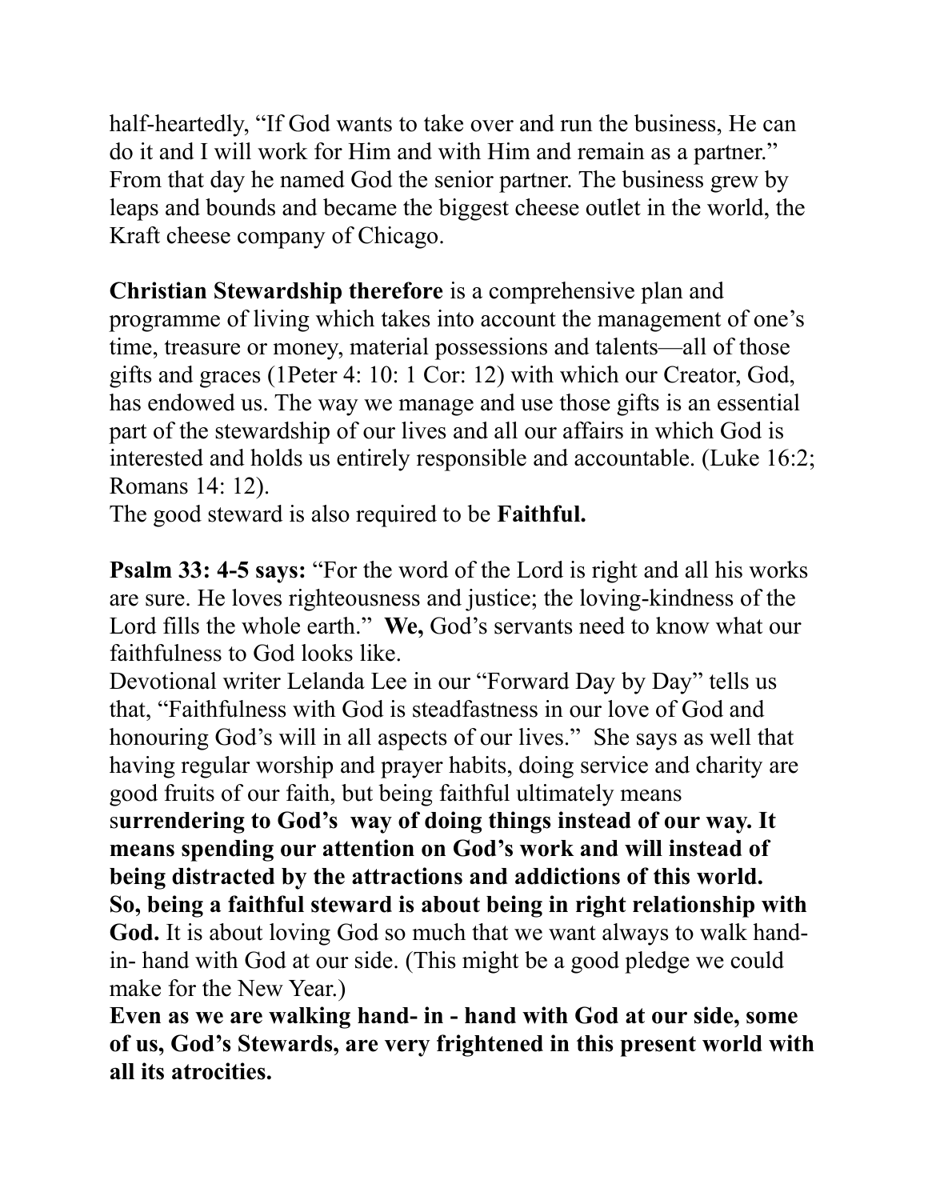half-heartedly, “If God wants to take over and run the business, He can do it and I will work for Him and with Him and remain as a partner.” From that day he named God the senior partner. The business grew by leaps and bounds and became the biggest cheese outlet in the world, the Kraft cheese company of Chicago.

**Christian Stewardship therefore** is a comprehensive plan and programme of living which takes into account the management of one’s time, treasure or money, material possessions and talents—all of those gifts and graces (1Peter 4: 10: 1 Cor: 12) with which our Creator, God, has endowed us. The way we manage and use those gifts is an essential part of the stewardship of our lives and all our affairs in which God is interested and holds us entirely responsible and accountable. (Luke 16:2; Romans 14: 12).
The good steward is also required to be **Faithful.**

**Psalm 33: 4-5 says:** “For the word of the Lord is right and all his works are sure. He loves righteousness and justice; the loving-kindness of the Lord fills the whole earth.” **We,** God’s servants need to know what our faithfulness to God looks like.
Devotional writer Lelanda Lee in our “Forward Day by Day” tells us that, “Faithfulness with God is steadfastness in our love of God and honouring God’s will in all aspects of our lives.” She says as well that having regular worship and prayer habits, doing service and charity are good fruits of our faith, but being faithful ultimately means s**urrendering to God’s way of doing things instead of our way. It means spending our attention on God’s work and will instead of being distracted by the attractions and addictions of this world. So, being a faithful steward is about being in right relationship with God.** It is about loving God so much that we want always to walk hand-in- hand with God at our side. (This might be a good pledge we could make for the New Year.)
**Even as we are walking hand- in - hand with God at our side, some of us, God’s Stewards, are very frightened in this present world with all its atrocities.**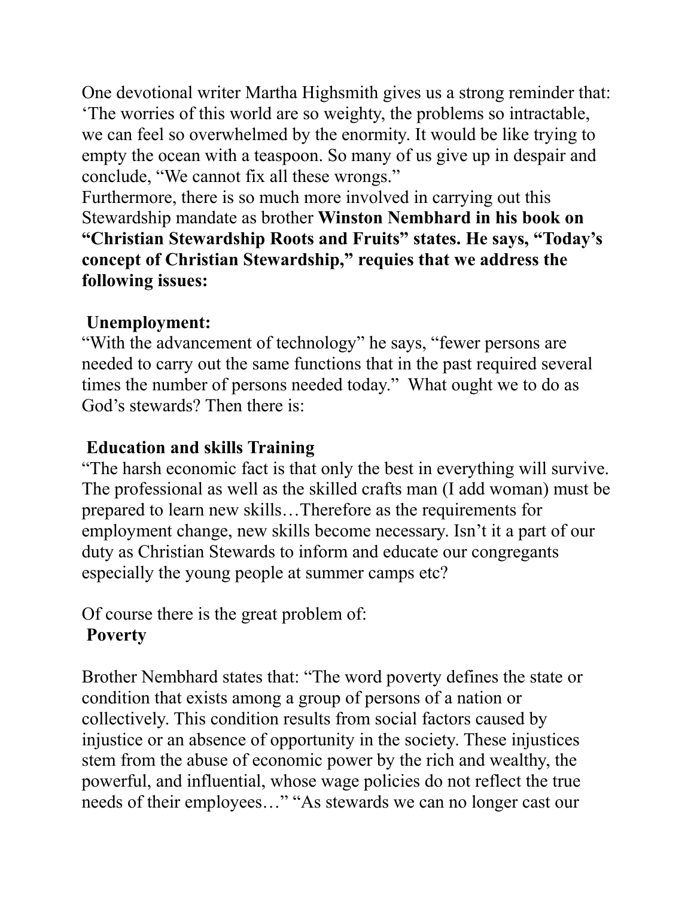One devotional writer Martha Highsmith gives us a strong reminder that: 'The worries of this world are so weighty, the problems so intractable, we can feel so overwhelmed by the enormity. It would be like trying to empty the ocean with a teaspoon. So many of us give up in despair and conclude, "We cannot fix all these wrongs."

Furthermore, there is so much more involved in carrying out this Stewardship mandate as brother **Winston Nembhard in his book on "Christian Stewardship Roots and Fruits" states. He says, "Today's concept of Christian Stewardship," requies that we address the following issues:**

**Unemployment:**

"With the advancement of technology" he says, "fewer persons are needed to carry out the same functions that in the past required several times the number of persons needed today." What ought we to do as God's stewards? Then there is:

**Education and skills Training**

"The harsh economic fact is that only the best in everything will survive. The professional as well as the skilled crafts man (I add woman) must be prepared to learn new skills…Therefore as the requirements for employment change, new skills become necessary. Isn't it a part of our duty as Christian Stewards to inform and educate our congregants especially the young people at summer camps etc?

Of course there is the great problem of:

**Poverty**

Brother Nembhard states that: "The word poverty defines the state or condition that exists among a group of persons of a nation or collectively. This condition results from social factors caused by injustice or an absence of opportunity in the society. These injustices stem from the abuse of economic power by the rich and wealthy, the powerful, and influential, whose wage policies do not reflect the true needs of their employees…" "As stewards we can no longer cast our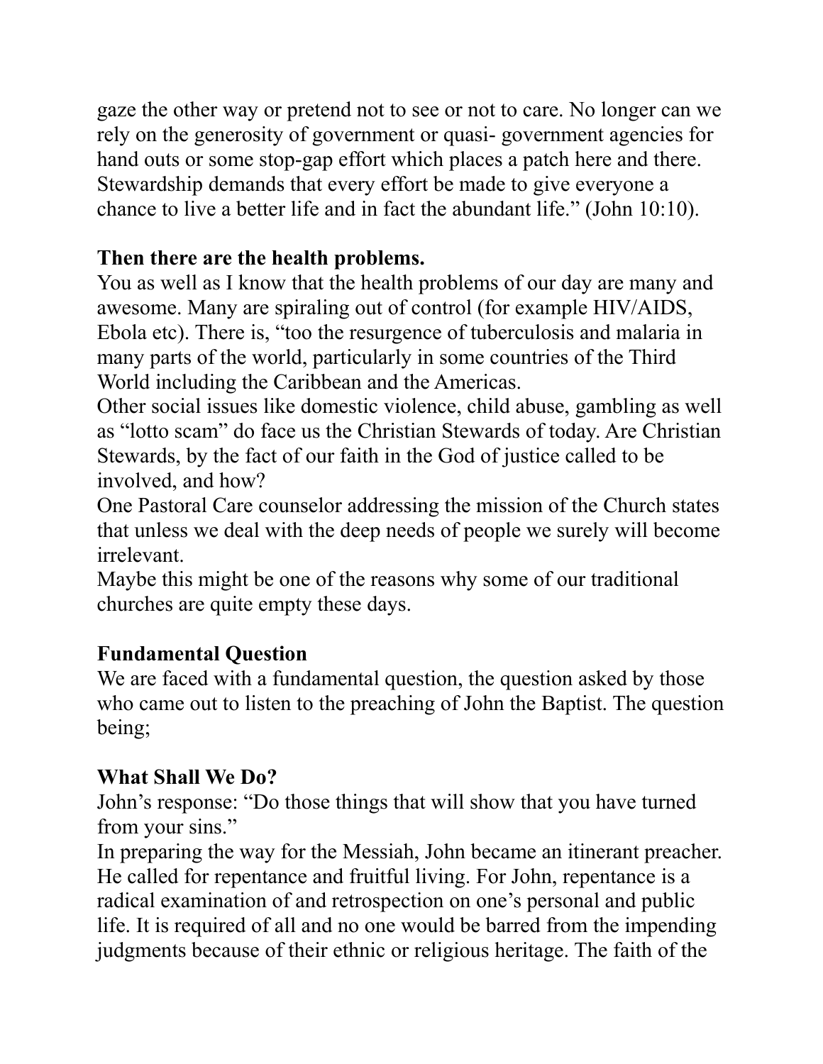gaze the other way or pretend not to see or not to care. No longer can we rely on the generosity of government or quasi- government agencies for hand outs or some stop-gap effort which places a patch here and there. Stewardship demands that every effort be made to give everyone a chance to live a better life and in fact the abundant life." (John 10:10).

**Then there are the health problems.**

You as well as I know that the health problems of our day are many and awesome. Many are spiraling out of control (for example HIV/AIDS, Ebola etc). There is, "too the resurgence of tuberculosis and malaria in many parts of the world, particularly in some countries of the Third World including the Caribbean and the Americas.

Other social issues like domestic violence, child abuse, gambling as well as "lotto scam" do face us the Christian Stewards of today. Are Christian Stewards, by the fact of our faith in the God of justice called to be involved, and how?

One Pastoral Care counselor addressing the mission of the Church states that unless we deal with the deep needs of people we surely will become irrelevant.

Maybe this might be one of the reasons why some of our traditional churches are quite empty these days.

**Fundamental Question**

We are faced with a fundamental question, the question asked by those who came out to listen to the preaching of John the Baptist. The question being;

**What Shall We Do?**

John's response: "Do those things that will show that you have turned from your sins."

In preparing the way for the Messiah, John became an itinerant preacher. He called for repentance and fruitful living. For John, repentance is a radical examination of and retrospection on one's personal and public life. It is required of all and no one would be barred from the impending judgments because of their ethnic or religious heritage. The faith of the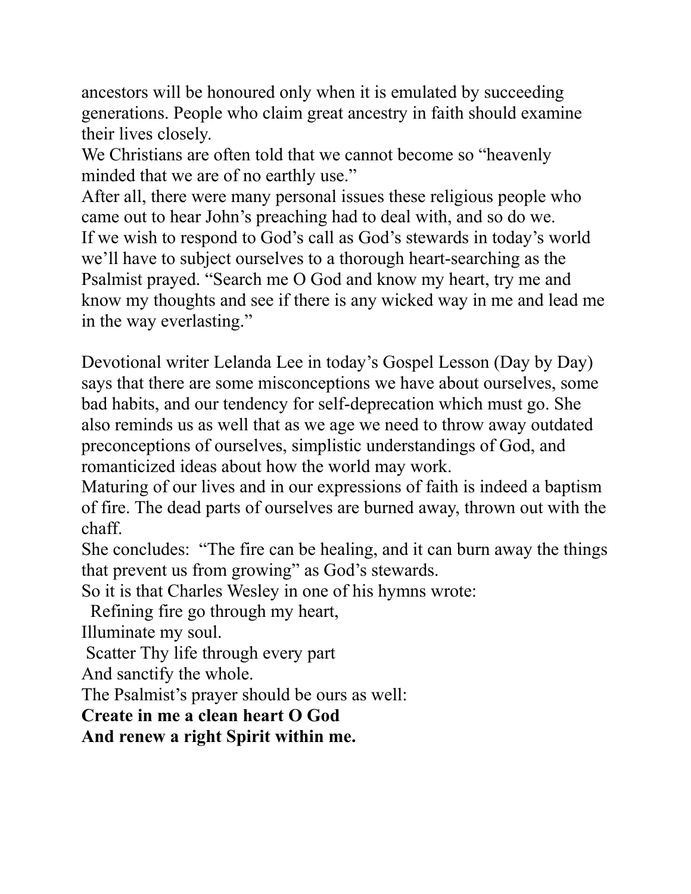ancestors will be honoured only when it is emulated by succeeding generations. People who claim great ancestry in faith should examine their lives closely.

We Christians are often told that we cannot become so "heavenly minded that we are of no earthly use."

After all, there were many personal issues these religious people who came out to hear John's preaching had to deal with, and so do we.

If we wish to respond to God's call as God's stewards in today's world we'll have to subject ourselves to a thorough heart-searching as the Psalmist prayed. "Search me O God and know my heart, try me and know my thoughts and see if there is any wicked way in me and lead me in the way everlasting."

Devotional writer Lelanda Lee in today's Gospel Lesson (Day by Day) says that there are some misconceptions we have about ourselves, some bad habits, and our tendency for self-deprecation which must go. She also reminds us as well that as we age we need to throw away outdated preconceptions of ourselves, simplistic understandings of God, and romanticized ideas about how the world may work.

Maturing of our lives and in our expressions of faith is indeed a baptism of fire. The dead parts of ourselves are burned away, thrown out with the chaff.

She concludes: "The fire can be healing, and it can burn away the things that prevent us from growing" as God's stewards.

So it is that Charles Wesley in one of his hymns wrote:

Refining fire go through my heart,
Illuminate my soul.
Scatter Thy life through every part
And sanctify the whole.

The Psalmist's prayer should be ours as well:

**Create in me a clean heart O God**
**And renew a right Spirit within me.**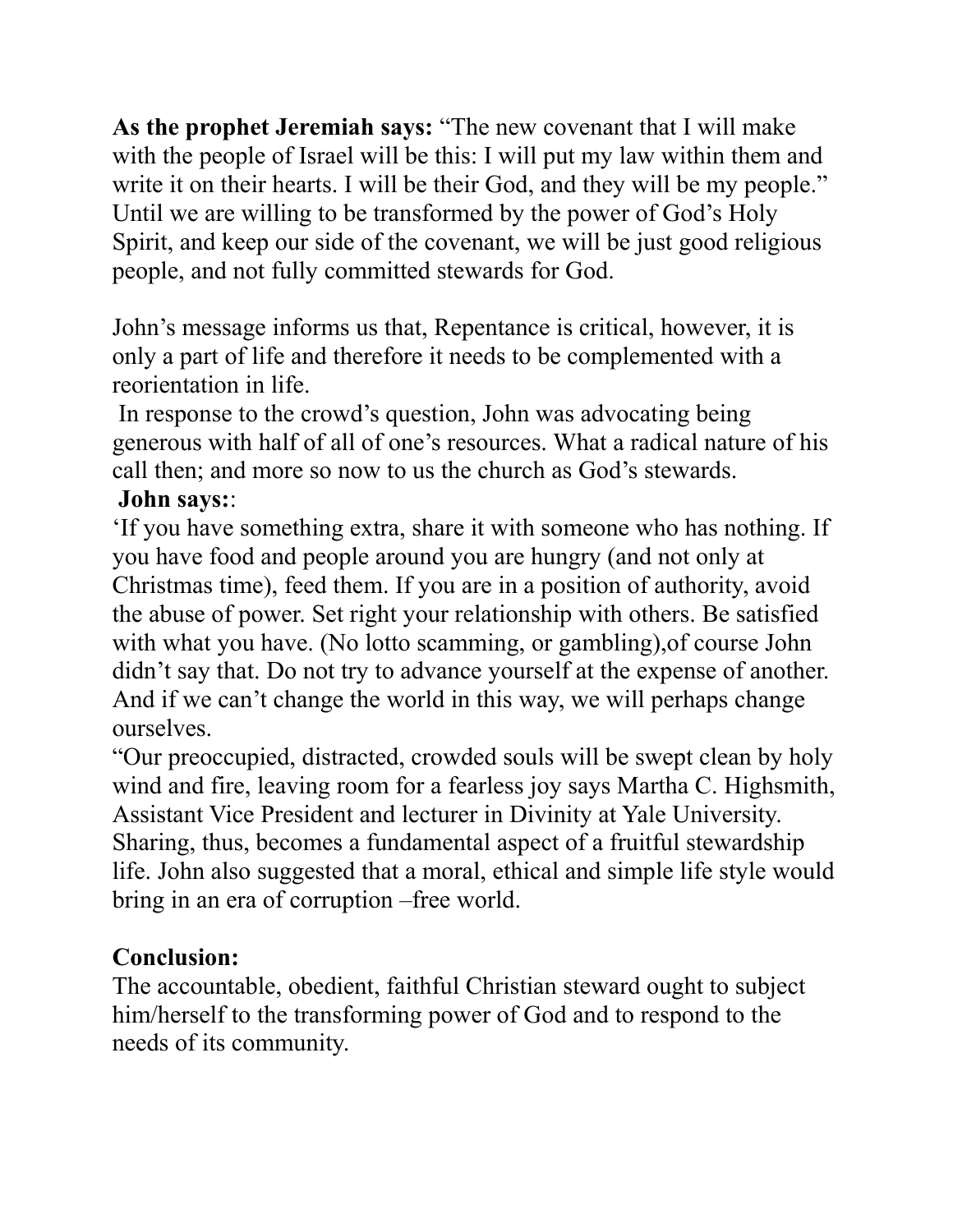**As the prophet Jeremiah says:** "The new covenant that I will make with the people of Israel will be this: I will put my law within them and write it on their hearts. I will be their God, and they will be my people." Until we are willing to be transformed by the power of God's Holy Spirit, and keep our side of the covenant, we will be just good religious people, and not fully committed stewards for God.

John's message informs us that, Repentance is critical, however, it is only a part of life and therefore it needs to be complemented with a reorientation in life.

In response to the crowd's question, John was advocating being generous with half of all of one's resources. What a radical nature of his call then; and more so now to us the church as God's stewards.

**John says:**:

'If you have something extra, share it with someone who has nothing. If you have food and people around you are hungry (and not only at Christmas time), feed them. If you are in a position of authority, avoid the abuse of power. Set right your relationship with others. Be satisfied with what you have. (No lotto scamming, or gambling),of course John didn't say that. Do not try to advance yourself at the expense of another. And if we can't change the world in this way, we will perhaps change ourselves.

"Our preoccupied, distracted, crowded souls will be swept clean by holy wind and fire, leaving room for a fearless joy says Martha C. Highsmith, Assistant Vice President and lecturer in Divinity at Yale University. Sharing, thus, becomes a fundamental aspect of a fruitful stewardship life. John also suggested that a moral, ethical and simple life style would bring in an era of corruption –free world.

**Conclusion:**

The accountable, obedient, faithful Christian steward ought to subject him/herself to the transforming power of God and to respond to the needs of its community.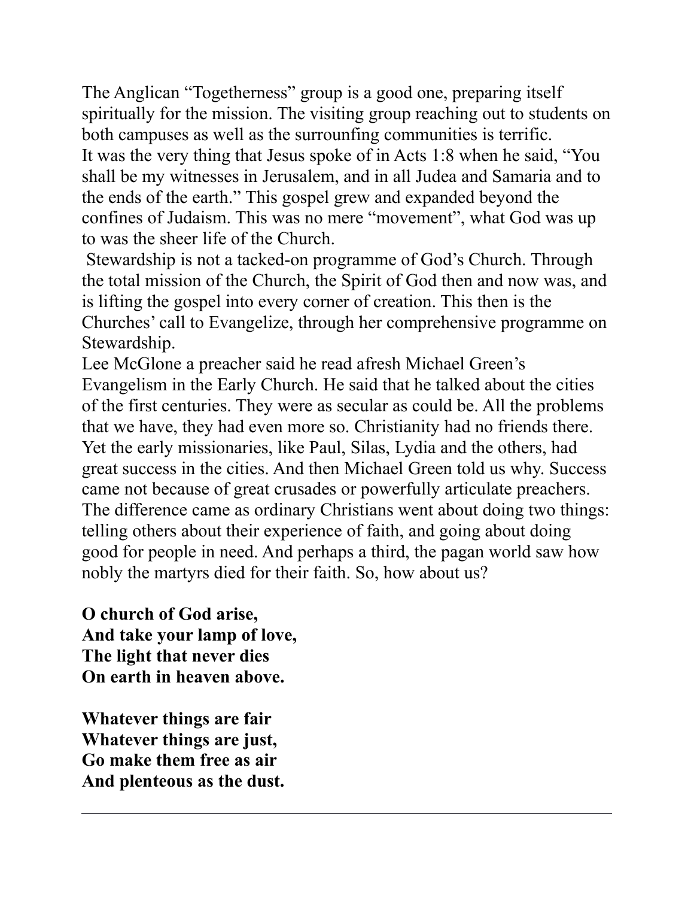The Anglican "Togetherness" group is a good one, preparing itself spiritually for the mission. The visiting group reaching out to students on both campuses as well as the surrounfing communities is terrific.

It was the very thing that Jesus spoke of in Acts 1:8 when he said, "You shall be my witnesses in Jerusalem, and in all Judea and Samaria and to the ends of the earth." This gospel grew and expanded beyond the confines of Judaism. This was no mere "movement", what God was up to was the sheer life of the Church.

Stewardship is not a tacked-on programme of God's Church. Through the total mission of the Church, the Spirit of God then and now was, and is lifting the gospel into every corner of creation. This then is the Churches' call to Evangelize, through her comprehensive programme on Stewardship.

Lee McGlone a preacher said he read afresh Michael Green's Evangelism in the Early Church. He said that he talked about the cities of the first centuries. They were as secular as could be. All the problems that we have, they had even more so. Christianity had no friends there. Yet the early missionaries, like Paul, Silas, Lydia and the others, had great success in the cities. And then Michael Green told us why. Success came not because of great crusades or powerfully articulate preachers. The difference came as ordinary Christians went about doing two things: telling others about their experience of faith, and going about doing good for people in need. And perhaps a third, the pagan world saw how nobly the martyrs died for their faith. So, how about us?

**O church of God arise,**
**And take your lamp of love,**
**The light that never dies**
**On earth in heaven above.**

**Whatever things are fair**
**Whatever things are just,**
**Go make them free as air**
**And plenteous as the dust.**

---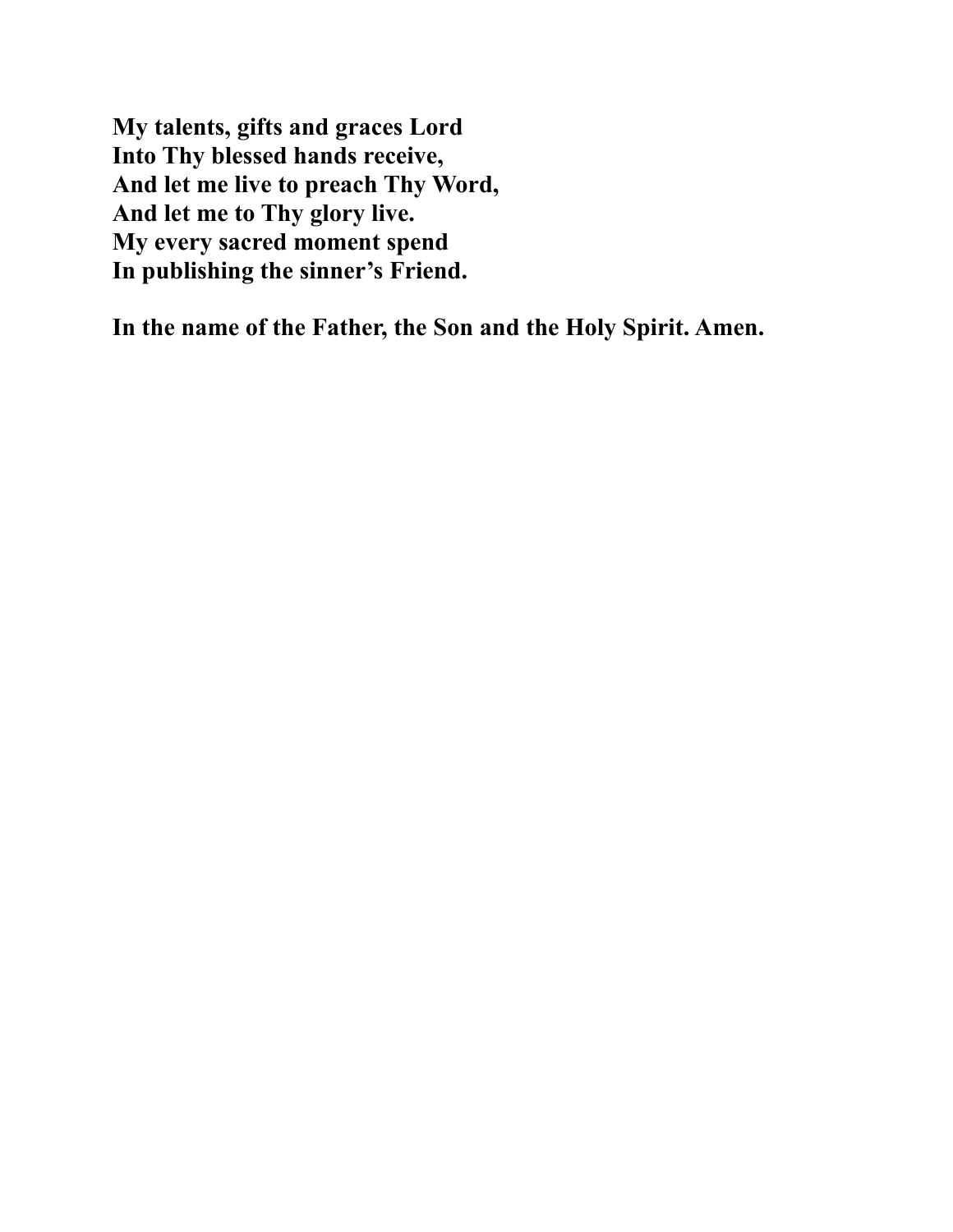**My talents, gifts and graces Lord**
**Into Thy blessed hands receive,**
**And let me live to preach Thy Word,**
**And let me to Thy glory live.**
**My every sacred moment spend**
**In publishing the sinner's Friend.**

**In the name of the Father, the Son and the Holy Spirit. Amen.**